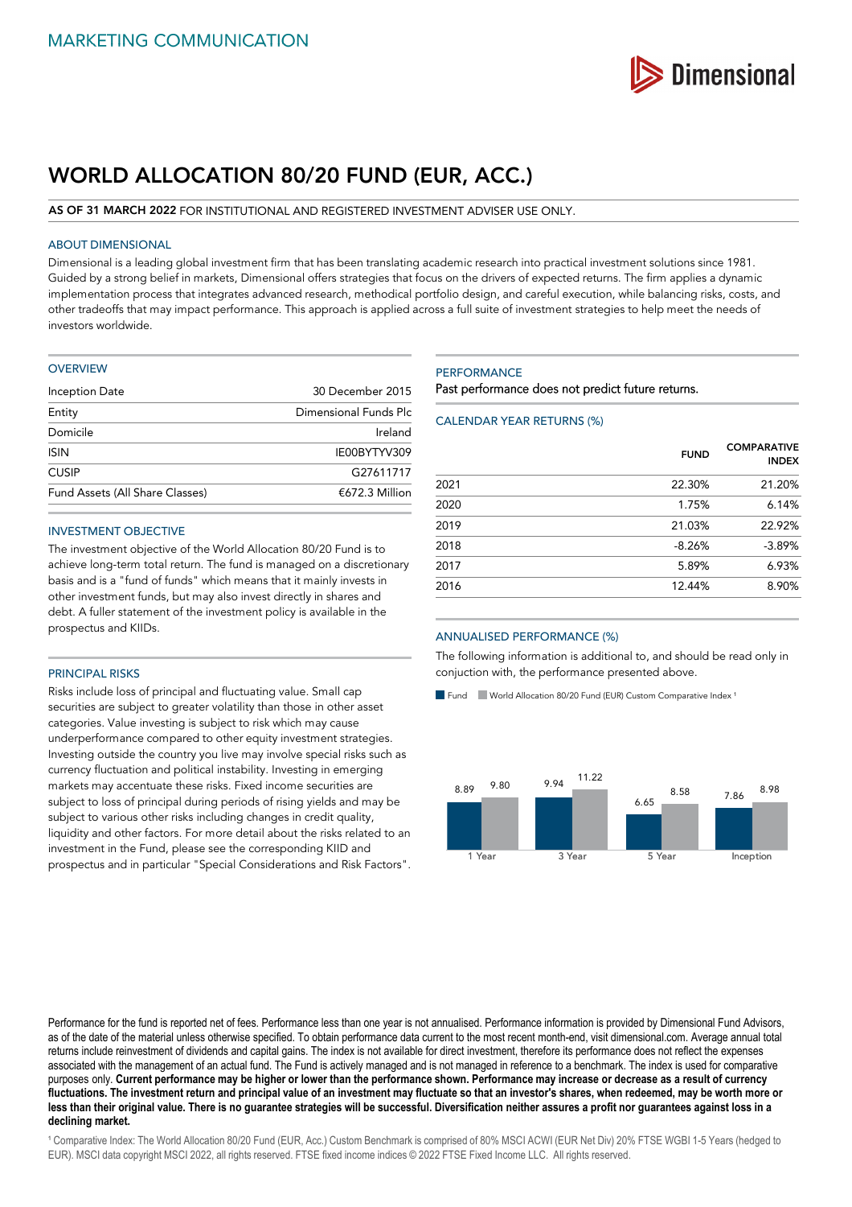MARKETING COMMUNICATION

Dimensional

# WORLD ALLOCATION 80/20 FUND (EUR, ACC.)

**AS OF 31 MARCH 2022** FOR INSTITUTIONAL AND REGISTERED INVESTMENT ADVISER USE ONLY.

## ABOUT DIMENSIONAL

Dimensional is a leading global investment firm that has been translating academic research into practical investment solutions since 1981. Guided by a strong belief in markets, Dimensional offers strategies that focus on the drivers of expected returns. The firm applies a dynamic implementation process that integrates advanced research, methodical portfolio design, and careful execution, while balancing risks, costs, and other tradeoffs that may impact performance. This approach is applied across a full suite of investment strategies to help meet the needs of investors worldwide.

## OVERVIEW

| | |
|---|---|
| Inception Date | 30 December 2015 |
| Entity | Dimensional Funds Plc |
| Domicile | Ireland |
| ISIN | IE00BYTYV309 |
| CUSIP | G27611717 |
| Fund Assets (All Share Classes) | €672.3 Million |

## INVESTMENT OBJECTIVE

The investment objective of the World Allocation 80/20 Fund is to achieve long-term total return. The fund is managed on a discretionary basis and is a "fund of funds" which means that it mainly invests in other investment funds, but may also invest directly in shares and debt. A fuller statement of the investment policy is available in the prospectus and KIIDs.

## PRINCIPAL RISKS

Risks include loss of principal and fluctuating value. Small cap securities are subject to greater volatility than those in other asset categories. Value investing is subject to risk which may cause underperformance compared to other equity investment strategies. Investing outside the country you live may involve special risks such as currency fluctuation and political instability. Investing in emerging markets may accentuate these risks. Fixed income securities are subject to loss of principal during periods of rising yields and may be subject to various other risks including changes in credit quality, liquidity and other factors. For more detail about the risks related to an investment in the Fund, please see the corresponding KIID and prospectus and in particular "Special Considerations and Risk Factors".

## PERFORMANCE

Past performance does not predict future returns.

### CALENDAR YEAR RETURNS (%)

| | FUND | COMPARATIVE INDEX |
|---|---|---|
| 2021 | 22.30% | 21.20% |
| 2020 | 1.75% | 6.14% |
| 2019 | 21.03% | 22.92% |
| 2018 | -8.26% | -3.89% |
| 2017 | 5.89% | 6.93% |
| 2016 | 12.44% | 8.90% |

### ANNUALISED PERFORMANCE (%)

The following information is additional to, and should be read only in conjuction with, the performance presented above.

| | Fund | World Allocation 80/20 Fund (EUR) Custom Comparative Index [1] |
|---|---|---|
| 1 Year | 8.89 | 9.80 |
| 3 Year | 9.94 | 11.22 |
| 5 Year | 6.65 | 8.58 |
| Inception | 7.86 | 8.98 |

Performance for the fund is reported net of fees. Performance less than one year is not annualised. Performance information is provided by Dimensional Fund Advisors, as of the date of the material unless otherwise specified. To obtain performance data current to the most recent month-end, visit dimensional.com. Average annual total returns include reinvestment of dividends and capital gains. The index is not available for direct investment, therefore its performance does not reflect the expenses associated with the management of an actual fund. The Fund is actively managed and is not managed in reference to a benchmark. The index is used for comparative purposes only. **Current performance may be higher or lower than the performance shown. Performance may increase or decrease as a result of currency fluctuations. The investment return and principal value of an investment may fluctuate so that an investor's shares, when redeemed, may be worth more or less than their original value. There is no guarantee strategies will be successful. Diversification neither assures a profit nor guarantees against loss in a declining market.**

[1] Comparative Index: The World Allocation 80/20 Fund (EUR, Acc.) Custom Benchmark is comprised of 80% MSCI ACWI (EUR Net Div) 20% FTSE WGBI 1-5 Years (hedged to EUR). MSCI data copyright MSCI 2022, all rights reserved. FTSE fixed income indices © 2022 FTSE Fixed Income LLC. All rights reserved.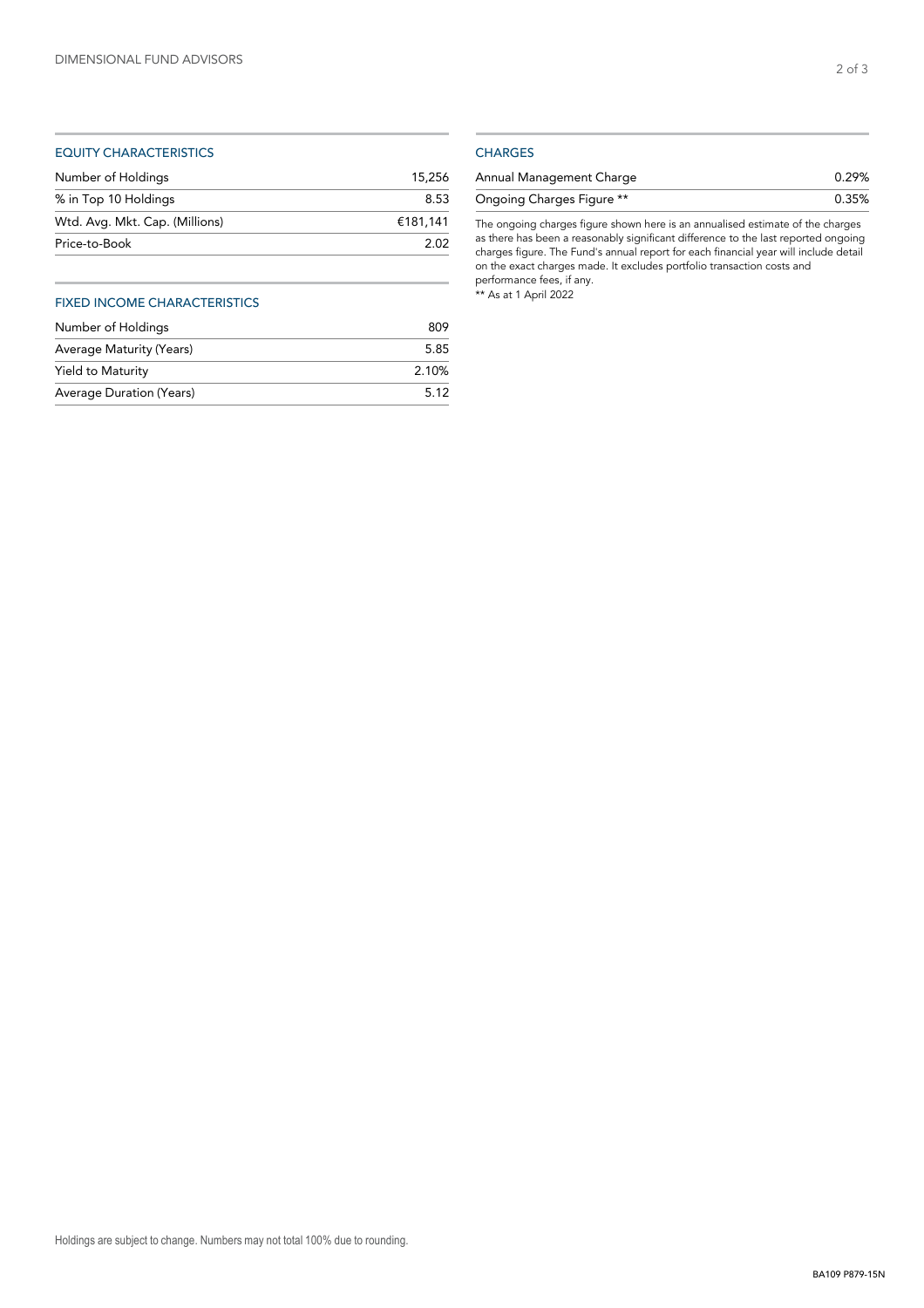## EQUITY CHARACTERISTICS

| | |
|---|---|
| Number of Holdings | 15,256 |
| % in Top 10 Holdings | 8.53 |
| Wtd. Avg. Mkt. Cap. (Millions) | €181,141 |
| Price-to-Book | 2.02 |

## FIXED INCOME CHARACTERISTICS

| | |
|---|---|
| Number of Holdings | 809 |
| Average Maturity (Years) | 5.85 |
| Yield to Maturity | 2.10% |
| Average Duration (Years) | 5.12 |

## CHARGES

| | |
|---|---|
| Annual Management Charge | 0.29% |
| Ongoing Charges Figure ** | 0.35% |

The ongoing charges figure shown here is an annualised estimate of the charges as there has been a reasonably significant difference to the last reported ongoing charges figure. The Fund's annual report for each financial year will include detail on the exact charges made. It excludes portfolio transaction costs and performance fees, if any.

** As at 1 April 2022

Holdings are subject to change. Numbers may not total 100% due to rounding.

BA109 P879-15N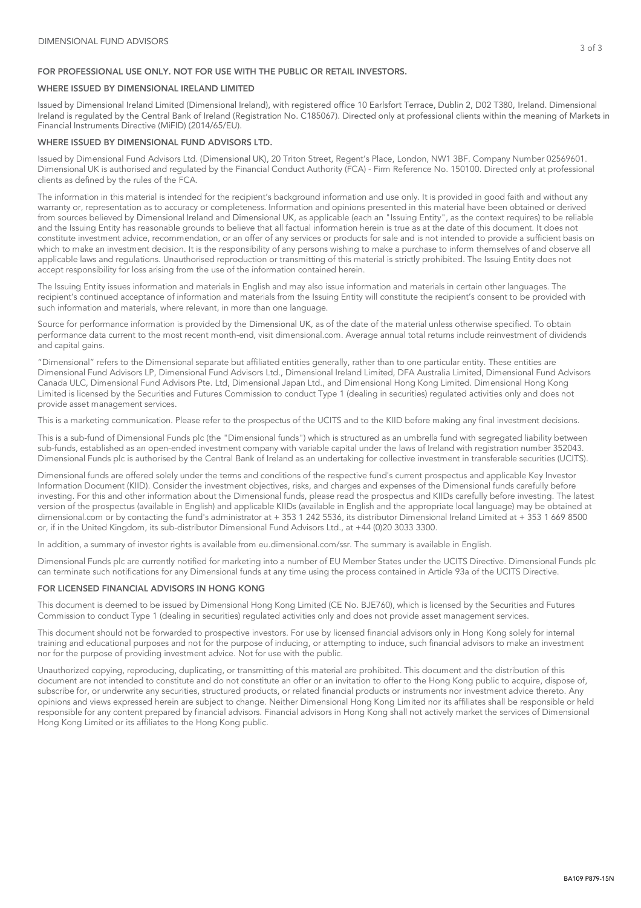**FOR PROFESSIONAL USE ONLY. NOT FOR USE WITH THE PUBLIC OR RETAIL INVESTORS.**

**WHERE ISSUED BY DIMENSIONAL IRELAND LIMITED**

Issued by Dimensional Ireland Limited (Dimensional Ireland), with registered office 10 Earlsfort Terrace, Dublin 2, D02 T380, Ireland. Dimensional Ireland is regulated by the Central Bank of Ireland (Registration No. C185067). Directed only at professional clients within the meaning of Markets in Financial Instruments Directive (MiFID) (2014/65/EU).

**WHERE ISSUED BY DIMENSIONAL FUND ADVISORS LTD.**

Issued by Dimensional Fund Advisors Ltd. (Dimensional UK), 20 Triton Street, Regent's Place, London, NW1 3BF. Company Number 02569601. Dimensional UK is authorised and regulated by the Financial Conduct Authority (FCA) - Firm Reference No. 150100. Directed only at professional clients as defined by the rules of the FCA.

The information in this material is intended for the recipient's background information and use only. It is provided in good faith and without any warranty or, representation as to accuracy or completeness. Information and opinions presented in this material have been obtained or derived from sources believed by Dimensional Ireland and Dimensional UK, as applicable (each an "Issuing Entity", as the context requires) to be reliable and the Issuing Entity has reasonable grounds to believe that all factual information herein is true as at the date of this document. It does not constitute investment advice, recommendation, or an offer of any services or products for sale and is not intended to provide a sufficient basis on which to make an investment decision. It is the responsibility of any persons wishing to make a purchase to inform themselves of and observe all applicable laws and regulations. Unauthorised reproduction or transmitting of this material is strictly prohibited. The Issuing Entity does not accept responsibility for loss arising from the use of the information contained herein.

The Issuing Entity issues information and materials in English and may also issue information and materials in certain other languages. The recipient's continued acceptance of information and materials from the Issuing Entity will constitute the recipient's consent to be provided with such information and materials, where relevant, in more than one language.

Source for performance information is provided by the Dimensional UK, as of the date of the material unless otherwise specified. To obtain performance data current to the most recent month-end, visit dimensional.com. Average annual total returns include reinvestment of dividends and capital gains.

"Dimensional" refers to the Dimensional separate but affiliated entities generally, rather than to one particular entity. These entities are Dimensional Fund Advisors LP, Dimensional Fund Advisors Ltd., Dimensional Ireland Limited, DFA Australia Limited, Dimensional Fund Advisors Canada ULC, Dimensional Fund Advisors Pte. Ltd, Dimensional Japan Ltd., and Dimensional Hong Kong Limited. Dimensional Hong Kong Limited is licensed by the Securities and Futures Commission to conduct Type 1 (dealing in securities) regulated activities only and does not provide asset management services.

This is a marketing communication. Please refer to the prospectus of the UCITS and to the KIID before making any final investment decisions.

This is a sub-fund of Dimensional Funds plc (the "Dimensional funds") which is structured as an umbrella fund with segregated liability between sub-funds, established as an open-ended investment company with variable capital under the laws of Ireland with registration number 352043. Dimensional Funds plc is authorised by the Central Bank of Ireland as an undertaking for collective investment in transferable securities (UCITS).

Dimensional funds are offered solely under the terms and conditions of the respective fund's current prospectus and applicable Key Investor Information Document (KIID). Consider the investment objectives, risks, and charges and expenses of the Dimensional funds carefully before investing. For this and other information about the Dimensional funds, please read the prospectus and KIIDs carefully before investing. The latest version of the prospectus (available in English) and applicable KIIDs (available in English and the appropriate local language) may be obtained at dimensional.com or by contacting the fund's administrator at + 353 1 242 5536, its distributor Dimensional Ireland Limited at + 353 1 669 8500 or, if in the United Kingdom, its sub-distributor Dimensional Fund Advisors Ltd., at +44 (0)20 3033 3300.

In addition, a summary of investor rights is available from eu.dimensional.com/ssr. The summary is available in English.

Dimensional Funds plc are currently notified for marketing into a number of EU Member States under the UCITS Directive. Dimensional Funds plc can terminate such notifications for any Dimensional funds at any time using the process contained in Article 93a of the UCITS Directive.

**FOR LICENSED FINANCIAL ADVISORS IN HONG KONG**

This document is deemed to be issued by Dimensional Hong Kong Limited (CE No. BJE760), which is licensed by the Securities and Futures Commission to conduct Type 1 (dealing in securities) regulated activities only and does not provide asset management services.

This document should not be forwarded to prospective investors. For use by licensed financial advisors only in Hong Kong solely for internal training and educational purposes and not for the purpose of inducing, or attempting to induce, such financial advisors to make an investment nor for the purpose of providing investment advice. Not for use with the public.

Unauthorized copying, reproducing, duplicating, or transmitting of this material are prohibited. This document and the distribution of this document are not intended to constitute and do not constitute an offer or an invitation to offer to the Hong Kong public to acquire, dispose of, subscribe for, or underwrite any securities, structured products, or related financial products or instruments nor investment advice thereto. Any opinions and views expressed herein are subject to change. Neither Dimensional Hong Kong Limited nor its affiliates shall be responsible or held responsible for any content prepared by financial advisors. Financial advisors in Hong Kong shall not actively market the services of Dimensional Hong Kong Limited or its affiliates to the Hong Kong public.

BA109 P879-15N